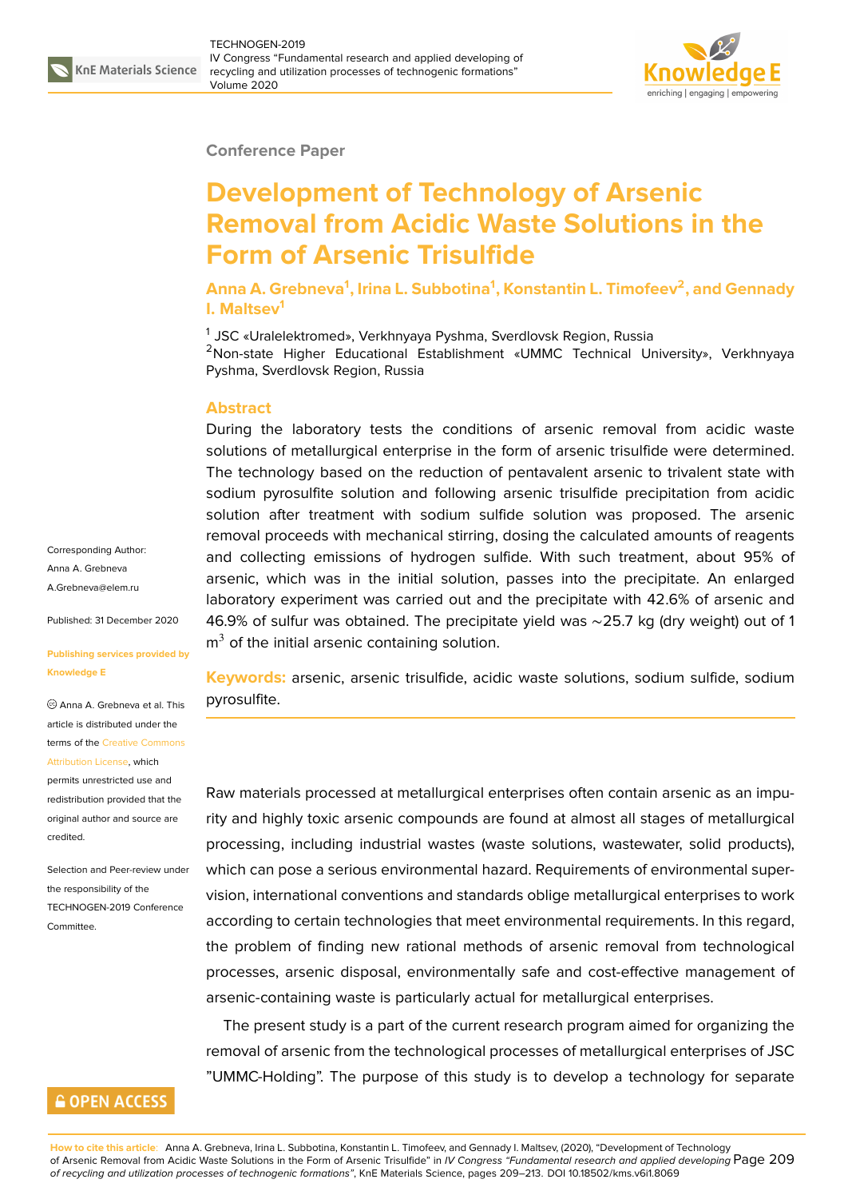Conference Paper

# Development of Technology of Arsenic Removal from Acidic Waste Solutions in the Form of Arsenic Trisulfide

**Anna A. Grebneva[1], Irina L. Subbotina[1], Konstantin L. Timofeev[2], and Gennady I. Maltsev[1]**

[1] JSC «Uralelektromed», Verkhnyaya Pyshma, Sverdlovsk Region, Russia
[2] Non-state Higher Educational Establishment «UMMC Technical University», Verkhnyaya Pyshma, Sverdlovsk Region, Russia

## Abstract

During the laboratory tests the conditions of arsenic removal from acidic waste solutions of metallurgical enterprise in the form of arsenic trisulfide were determined. The technology based on the reduction of pentavalent arsenic to trivalent state with sodium pyrosulfite solution and following arsenic trisulfide precipitation from acidic solution after treatment with sodium sulfide solution was proposed. The arsenic removal proceeds with mechanical stirring, dosing the calculated amounts of reagents and collecting emissions of hydrogen sulfide. With such treatment, about 95% of arsenic, which was in the initial solution, passes into the precipitate. An enlarged laboratory experiment was carried out and the precipitate with 42.6% of arsenic and 46.9% of sulfur was obtained. The precipitate yield was ~25.7 kg (dry weight) out of 1 $m^3$ of the initial arsenic containing solution.

**Keywords:** arsenic, arsenic trisulfide, acidic waste solutions, sodium sulfide, sodium pyrosulfite.

Corresponding Author: Anna A. Grebneva A.Grebneva@elem.ru

Published: 31 December 2020

Publishing services provided by Knowledge E

© Anna A. Grebneva et al. This article is distributed under the terms of the Creative Commons Attribution License, which permits unrestricted use and redistribution provided that the original author and source are credited.

Selection and Peer-review under the responsibility of the TECHNOGEN-2019 Conference Committee.

Raw materials processed at metallurgical enterprises often contain arsenic as an impurity and highly toxic arsenic compounds are found at almost all stages of metallurgical processing, including industrial wastes (waste solutions, wastewater, solid products), which can pose a serious environmental hazard. Requirements of environmental supervision, international conventions and standards oblige metallurgical enterprises to work according to certain technologies that meet environmental requirements. In this regard, the problem of finding new rational methods of arsenic removal from technological processes, arsenic disposal, environmentally safe and cost-effective management of arsenic-containing waste is particularly actual for metallurgical enterprises.

The present study is a part of the current research program aimed for organizing the removal of arsenic from the technological processes of metallurgical enterprises of JSC "UMMC-Holding". The purpose of this study is to develop a technology for separate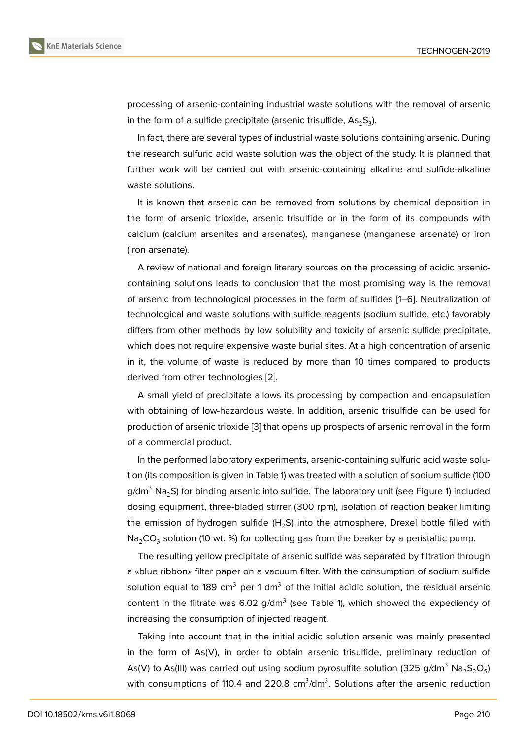processing of arsenic-containing industrial waste solutions with the removal of arsenic in the form of a sulfide precipitate (arsenic trisulfide, $As_2S_3$).

In fact, there are several types of industrial waste solutions containing arsenic. During the research sulfuric acid waste solution was the object of the study. It is planned that further work will be carried out with arsenic-containing alkaline and sulfide-alkaline waste solutions.

It is known that arsenic can be removed from solutions by chemical deposition in the form of arsenic trioxide, arsenic trisulfide or in the form of its compounds with calcium (calcium arsenites and arsenates), manganese (manganese arsenate) or iron (iron arsenate).

A review of national and foreign literary sources on the processing of acidic arsenic-containing solutions leads to conclusion that the most promising way is the removal of arsenic from technological processes in the form of sulfides [1–6]. Neutralization of technological and waste solutions with sulfide reagents (sodium sulfide, etc.) favorably differs from other methods by low solubility and toxicity of arsenic sulfide precipitate, which does not require expensive waste burial sites. At a high concentration of arsenic in it, the volume of waste is reduced by more than 10 times compared to products derived from other technologies [2].

A small yield of precipitate allows its processing by compaction and encapsulation with obtaining of low-hazardous waste. In addition, arsenic trisulfide can be used for production of arsenic trioxide [3] that opens up prospects of arsenic removal in the form of a commercial product.

In the performed laboratory experiments, arsenic-containing sulfuric acid waste solution (its composition is given in Table 1) was treated with a solution of sodium sulfide (100 g/dm$^3$ $Na_2S$) for binding arsenic into sulfide. The laboratory unit (see Figure 1) included dosing equipment, three-bladed stirrer (300 rpm), isolation of reaction beaker limiting the emission of hydrogen sulfide ($H_2S$) into the atmosphere, Drexel bottle filled with $Na_2CO_3$ solution (10 wt. %) for collecting gas from the beaker by a peristaltic pump.

The resulting yellow precipitate of arsenic sulfide was separated by filtration through a «blue ribbon» filter paper on a vacuum filter. With the consumption of sodium sulfide solution equal to 189 cm$^3$ per 1 dm$^3$ of the initial acidic solution, the residual arsenic content in the filtrate was 6.02 g/dm$^3$ (see Table 1), which showed the expediency of increasing the consumption of injected reagent.

Taking into account that in the initial acidic solution arsenic was mainly presented in the form of As(V), in order to obtain arsenic trisulfide, preliminary reduction of As(V) to As(III) was carried out using sodium pyrosulfite solution (325 g/dm$^3$ $Na_2S_2O_5$) with consumptions of 110.4 and 220.8 cm$^3$/dm$^3$. Solutions after the arsenic reduction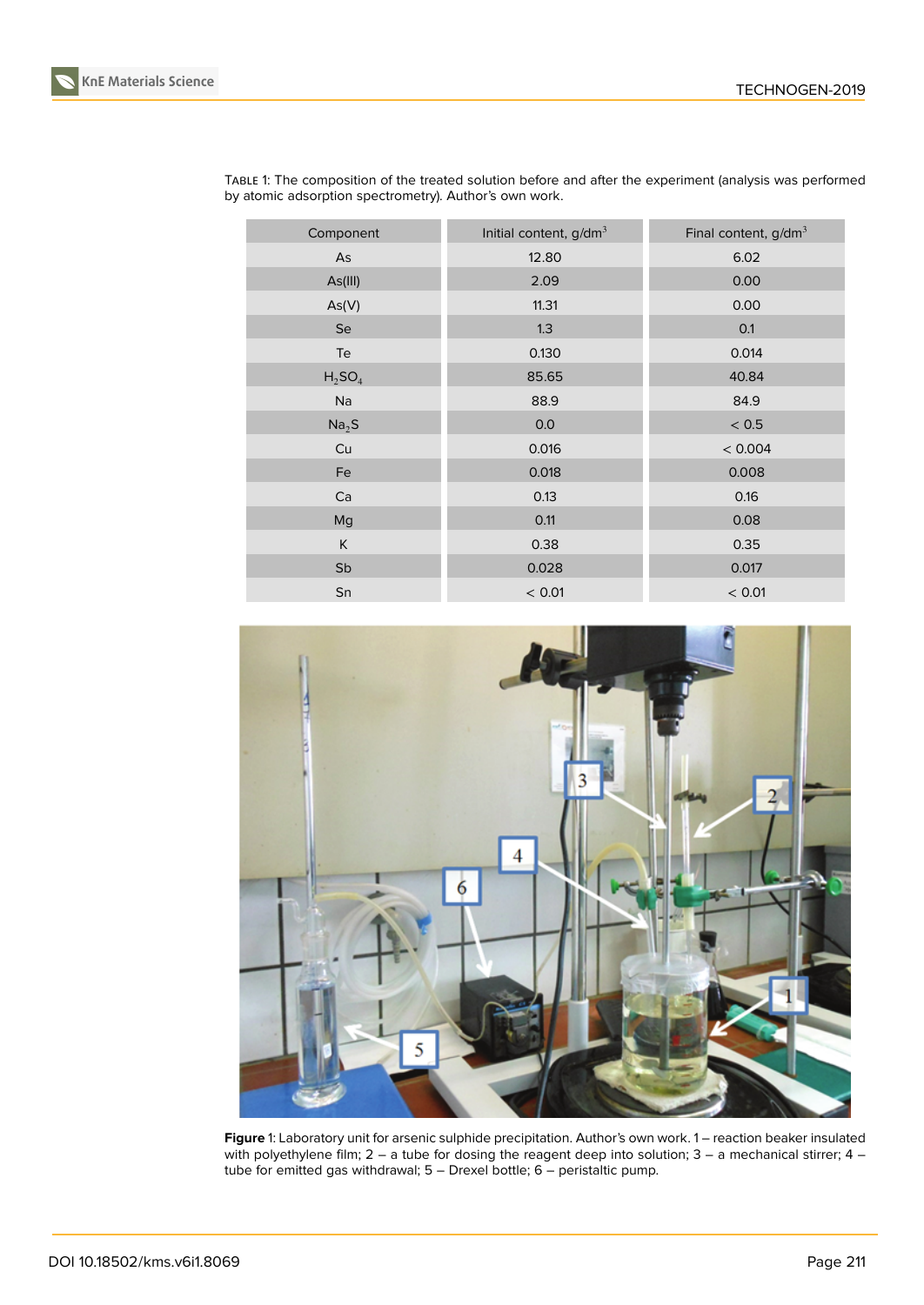Table 1: The composition of the treated solution before and after the experiment (analysis was performed by atomic adsorption spectrometry). Author's own work.

| Component | Initial content, g/dm$^3$ | Final content, g/dm$^3$ |
|---|---|---|
| As | 12.80 | 6.02 |
| As(III) | 2.09 | 0.00 |
| As(V) | 11.31 | 0.00 |
| Se | 1.3 | 0.1 |
| Te | 0.130 | 0.014 |
| $H_2SO_4$ | 85.65 | 40.84 |
| Na | 88.9 | 84.9 |
| $Na_2S$ | 0.0 | < 0.5 |
| Cu | 0.016 | < 0.004 |
| Fe | 0.018 | 0.008 |
| Ca | 0.13 | 0.16 |
| Mg | 0.11 | 0.08 |
| K | 0.38 | 0.35 |
| Sb | 0.028 | 0.017 |
| Sn | < 0.01 | < 0.01 |

**Figure** 1: Laboratory unit for arsenic sulphide precipitation. Author's own work. 1 – reaction beaker insulated with polyethylene film; 2 – a tube for dosing the reagent deep into solution; 3 – a mechanical stirrer; 4 – tube for emitted gas withdrawal; 5 – Drexel bottle; 6 – peristaltic pump.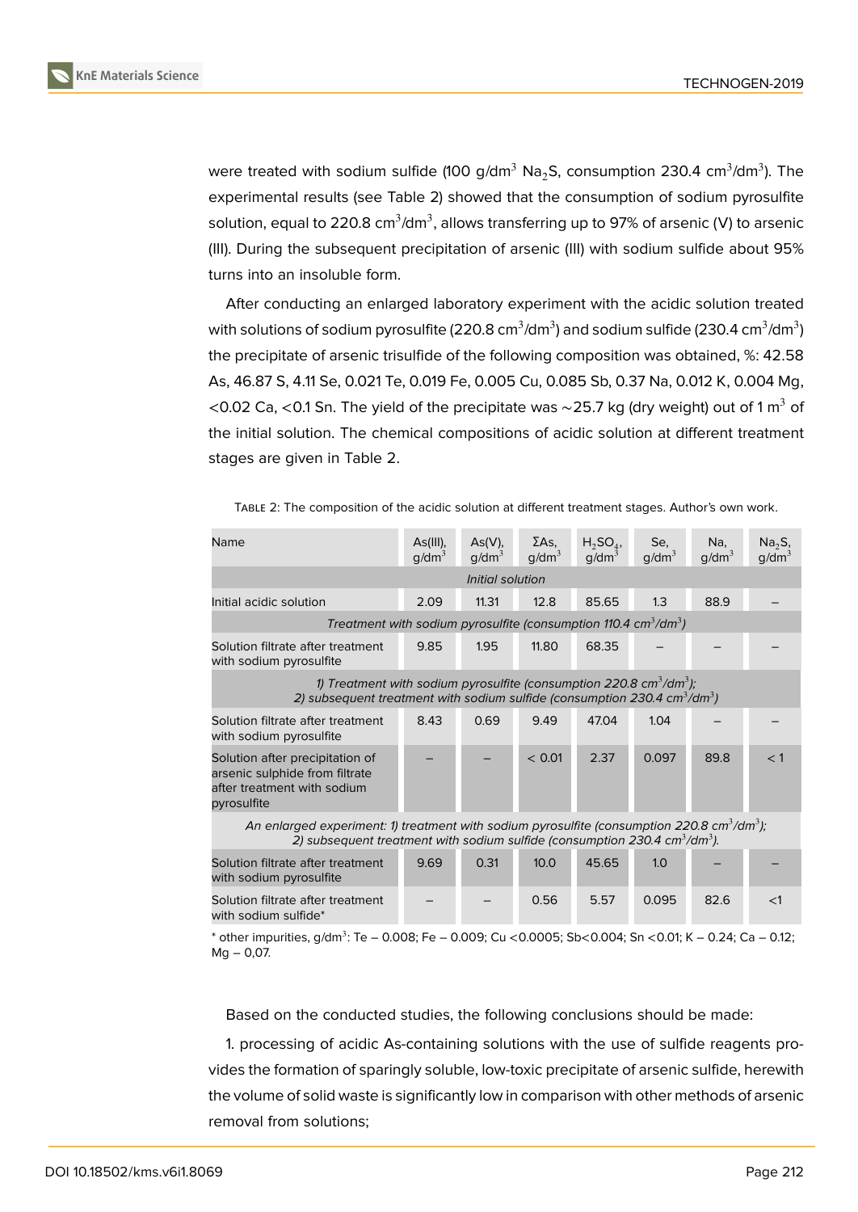were treated with sodium sulfide (100 g/dm$^3$ $Na_2S$, consumption 230.4 cm$^3$/dm$^3$). The experimental results (see Table 2) showed that the consumption of sodium pyrosulfite solution, equal to 220.8 cm$^3$/dm$^3$, allows transferring up to 97% of arsenic (V) to arsenic (III). During the subsequent precipitation of arsenic (III) with sodium sulfide about 95% turns into an insoluble form.

After conducting an enlarged laboratory experiment with the acidic solution treated with solutions of sodium pyrosulfite (220.8 cm$^3$/dm$^3$) and sodium sulfide (230.4 cm$^3$/dm$^3$) the precipitate of arsenic trisulfide of the following composition was obtained, %: 42.58 As, 46.87 S, 4.11 Se, 0.021 Te, 0.019 Fe, 0.005 Cu, 0.085 Sb, 0.37 Na, 0.012 K, 0.004 Mg, <0.02 Ca, <0.1 Sn. The yield of the precipitate was ~25.7 kg (dry weight) out of 1 m$^3$ of the initial solution. The chemical compositions of acidic solution at different treatment stages are given in Table 2.

TABLE 2: The composition of the acidic solution at different treatment stages. Author's own work.

| Name | As(III), g/dm$^3$ | As(V), g/dm$^3$ | ΣAs, g/dm$^3$ | $H_2SO_4$, g/dm$^3$ | Se, g/dm$^3$ | Na, g/dm$^3$ | $Na_2S$, g/dm$^3$ |
|---|---|---|---|---|---|---|---|
| *Initial solution* | | | | | | | |
| Initial acidic solution | 2.09 | 11.31 | 12.8 | 85.65 | 1.3 | 88.9 | – |
| *Treatment with sodium pyrosulfite (consumption 110.4 cm$^3$/dm$^3$)* | | | | | | | |
| Solution filtrate after treatment with sodium pyrosulfite | 9.85 | 1.95 | 11.80 | 68.35 | – | – | – |
| *1) Treatment with sodium pyrosulfite (consumption 220.8 cm$^3$/dm$^3$); 2) subsequent treatment with sodium sulfide (consumption 230.4 cm$^3$/dm$^3$)* | | | | | | | |
| Solution filtrate after treatment with sodium pyrosulfite | 8.43 | 0.69 | 9.49 | 47.04 | 1.04 | – | – |
| Solution after precipitation of arsenic sulphide from filtrate after treatment with sodium pyrosulfite | – | – | < 0.01 | 2.37 | 0.097 | 89.8 | < 1 |
| *An enlarged experiment: 1) treatment with sodium pyrosulfite (consumption 220.8 cm$^3$/dm$^3$); 2) subsequent treatment with sodium sulfide (consumption 230.4 cm$^3$/dm$^3$).* | | | | | | | |
| Solution filtrate after treatment with sodium pyrosulfite | 9.69 | 0.31 | 10.0 | 45.65 | 1.0 | – | – |
| Solution filtrate after treatment with sodium sulfide* | – | – | 0.56 | 5.57 | 0.095 | 82.6 | <1 |

* other impurities, g/dm$^3$: Te – 0.008; Fe – 0.009; Cu <0.0005; Sb<0.004; Sn <0.01; K – 0.24; Ca – 0.12; Mg – 0,07.

Based on the conducted studies, the following conclusions should be made:

1. processing of acidic As-containing solutions with the use of sulfide reagents provides the formation of sparingly soluble, low-toxic precipitate of arsenic sulfide, herewith the volume of solid waste is significantly low in comparison with other methods of arsenic removal from solutions;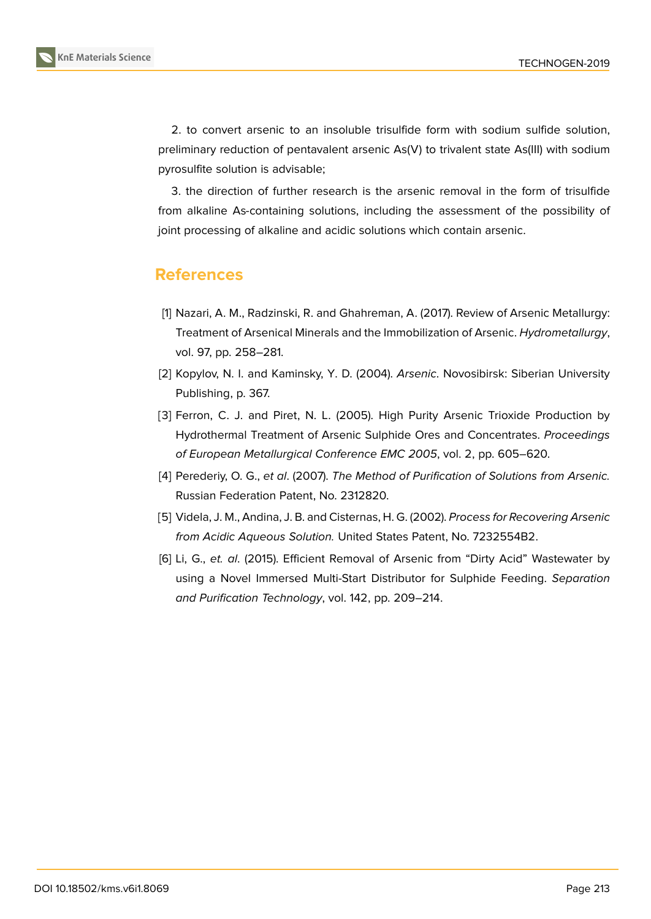2. to convert arsenic to an insoluble trisulfide form with sodium sulfide solution, preliminary reduction of pentavalent arsenic As(V) to trivalent state As(III) with sodium pyrosulfite solution is advisable;

3. the direction of further research is the arsenic removal in the form of trisulfide from alkaline As-containing solutions, including the assessment of the possibility of joint processing of alkaline and acidic solutions which contain arsenic.

## References

[1] Nazari, A. M., Radzinski, R. and Ghahreman, A. (2017). Review of Arsenic Metallurgy: Treatment of Arsenical Minerals and the Immobilization of Arsenic. *Hydrometallurgy*, vol. 97, pp. 258–281.

[2] Kopylov, N. I. and Kaminsky, Y. D. (2004). *Arsenic*. Novosibirsk: Siberian University Publishing, p. 367.

[3] Ferron, C. J. and Piret, N. L. (2005). High Purity Arsenic Trioxide Production by Hydrothermal Treatment of Arsenic Sulphide Ores and Concentrates. *Proceedings of European Metallurgical Conference EMC 2005*, vol. 2, pp. 605–620.

[4] Perederiy, O. G., *et al*. (2007). *The Method of Purification of Solutions from Arsenic.* Russian Federation Patent, No. 2312820.

[5] Videla, J. M., Andina, J. B. and Cisternas, H. G. (2002). *Process for Recovering Arsenic from Acidic Aqueous Solution.* United States Patent, No. 7232554B2.

[6] Li, G., *et. al*. (2015). Efficient Removal of Arsenic from "Dirty Acid" Wastewater by using a Novel Immersed Multi-Start Distributor for Sulphide Feeding. *Separation and Purification Technology*, vol. 142, pp. 209–214.